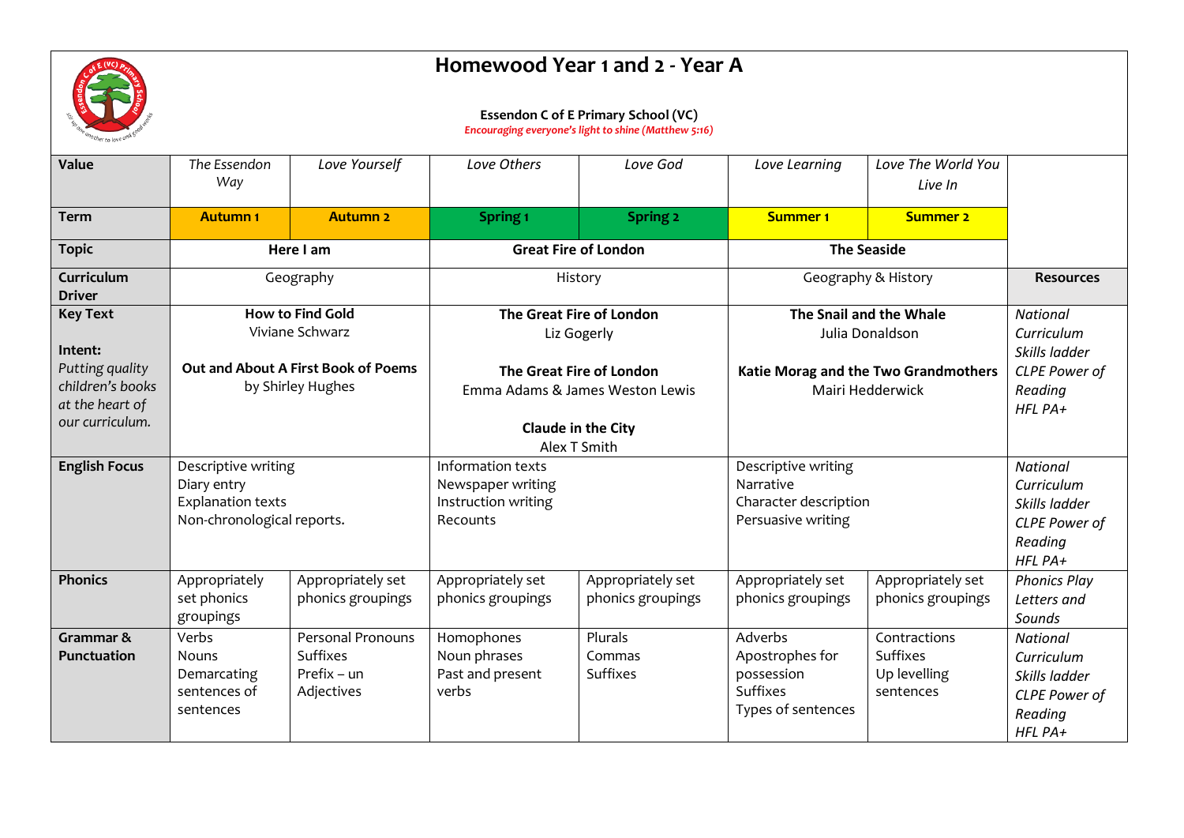# Homewood Year 1 and 2 - Year A

**Essendon C of E Primary School (VC)**

*Encouraging everyone's light to shine (Matthew 5:16)*

| **Value** | *The Essendon Way* | *Love Yourself* | *Love Others* | *Love God* | *Love Learning* | *Love The World You Live In* | |
|---|---|---|---|---|---|---|---|
| **Term** | **Autumn 1** | **Autumn 2** | **Spring 1** | **Spring 2** | **Summer 1** | **Summer 2** | |
| **Topic** | **Here I am** | | **Great Fire of London** | | **The Seaside** | | |
| **Curriculum Driver** | Geography | | History | | Geography & History | | **Resources** |
| **Key Text**<br><br>**Intent:**<br>*Putting quality children's books at the heart of our curriculum.* | **How to Find Gold**<br>Viviane Schwarz<br><br>**Out and About A First Book of Poems** by Shirley Hughes | | **The Great Fire of London**<br>Liz Gogerly<br><br>**The Great Fire of London**<br>Emma Adams & James Weston Lewis<br><br>**Claude in the City**<br>Alex T Smith | | **The Snail and the Whale**<br>Julia Donaldson<br><br>**Katie Morag and the Two Grandmothers**<br>Mairi Hedderwick | | *National Curriculum*<br>*Skills ladder*<br>*CLPE Power of Reading*<br>*HFL PA+* |
| **English Focus** | Descriptive writing<br>Diary entry<br>Explanation texts<br>Non-chronological reports. | | Information texts<br>Newspaper writing<br>Instruction writing<br>Recounts | | Descriptive writing<br>Narrative<br>Character description<br>Persuasive writing | | *National Curriculum*<br>*Skills ladder*<br>*CLPE Power of Reading*<br>*HFL PA+* |
| **Phonics** | Appropriately set phonics groupings | Appropriately set phonics groupings | Appropriately set phonics groupings | Appropriately set phonics groupings | Appropriately set phonics groupings | Appropriately set phonics groupings | *Phonics Play*<br>*Letters and Sounds* |
| **Grammar & Punctuation** | Verbs<br>Nouns<br>Demarcating sentences of sentences | Personal Pronouns<br>Suffixes<br>Prefix – un<br>Adjectives | Homophones<br>Noun phrases<br>Past and present verbs | Plurals<br>Commas<br>Suffixes | Adverbs<br>Apostrophes for possession<br>Suffixes<br>Types of sentences | Contractions<br>Suffixes<br>Up levelling sentences | *National Curriculum*<br>*Skills ladder*<br>*CLPE Power of Reading*<br>*HFL PA+* |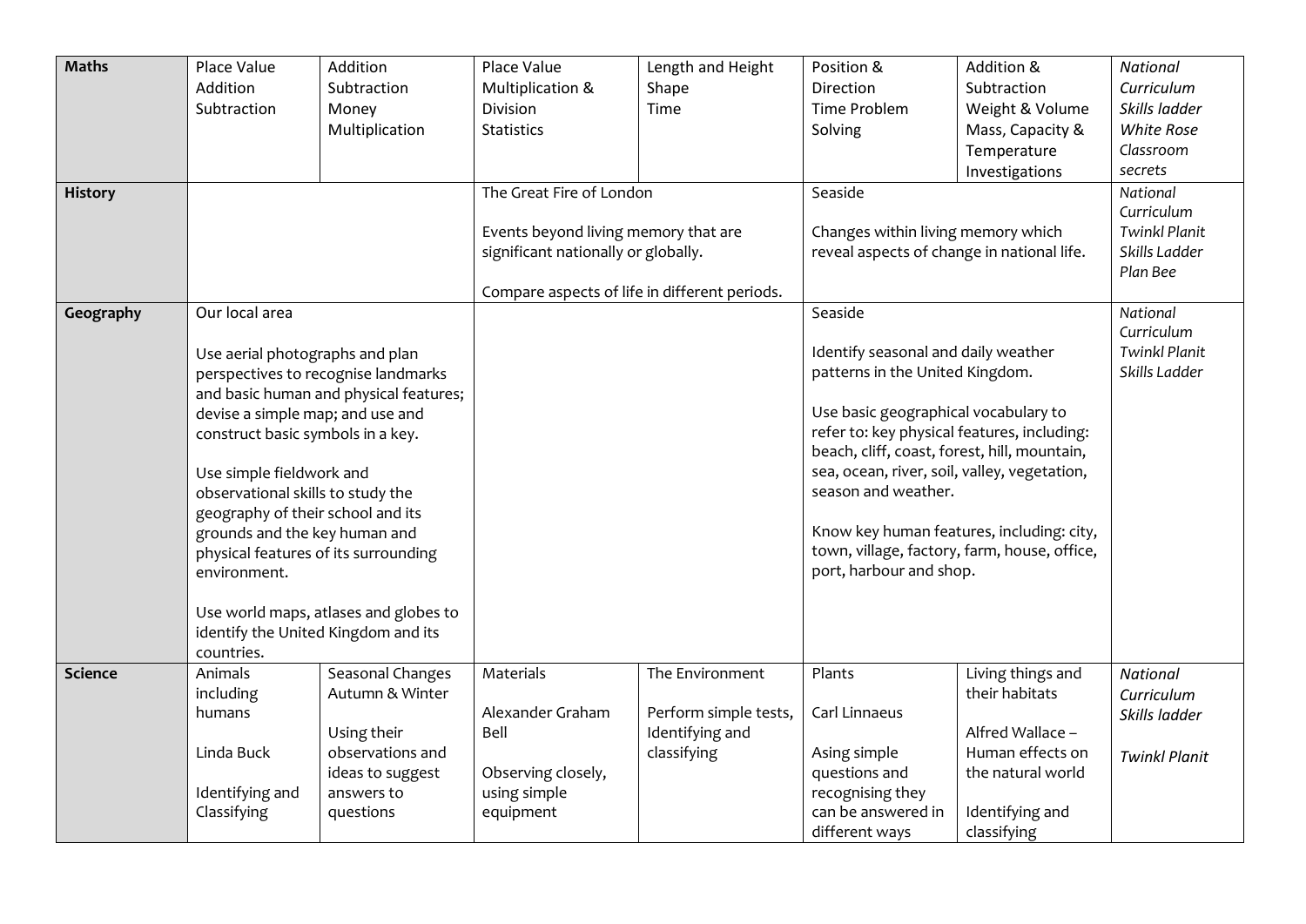| Maths | Place Value<br>Addition<br>Subtraction | Addition<br>Subtraction<br>Money<br>Multiplication | Place Value<br>Multiplication &<br>Division<br>Statistics | Length and Height<br>Shape<br>Time | Position &<br>Direction<br>Time Problem<br>Solving | Addition &<br>Subtraction<br>Weight & Volume<br>Mass, Capacity &<br>Temperature<br>Investigations | *National Curriculum Skills ladder White Rose Classroom secrets* |
|---|---|---|---|---|---|---|---|
| **History** | | | The Great Fire of London<br><br>Events beyond living memory that are significant nationally or globally.<br><br>Compare aspects of life in different periods. | | Seaside<br><br>Changes within living memory which reveal aspects of change in national life. | | *National Curriculum Twinkl Planit Skills Ladder Plan Bee* |
| **Geography** | Our local area<br><br>Use aerial photographs and plan perspectives to recognise landmarks and basic human and physical features; devise a simple map; and use and construct basic symbols in a key.<br><br>Use simple fieldwork and observational skills to study the geography of their school and its grounds and the key human and physical features of its surrounding environment.<br><br>Use world maps, atlases and globes to identify the United Kingdom and its countries. | | | | Seaside<br><br>Identify seasonal and daily weather patterns in the United Kingdom.<br><br>Use basic geographical vocabulary to refer to: key physical features, including: beach, cliff, coast, forest, hill, mountain, sea, ocean, river, soil, valley, vegetation, season and weather.<br><br>Know key human features, including: city, town, village, factory, farm, house, office, port, harbour and shop. | | *National Curriculum Twinkl Planit Skills Ladder* |
| **Science** | Animals including humans<br><br>Linda Buck<br><br>Identifying and Classifying | Seasonal Changes Autumn & Winter<br><br>Using their observations and ideas to suggest answers to questions | Materials<br><br>Alexander Graham Bell<br><br>Observing closely, using simple equipment | The Environment<br><br>Perform simple tests, Identifying and classifying | Plants<br><br>Carl Linnaeus<br><br>Asing simple questions and recognising they can be answered in different ways | Living things and their habitats<br><br>Alfred Wallace – Human effects on the natural world<br><br>Identifying and classifying | *National Curriculum Skills ladder*<br><br>*Twinkl Planit* |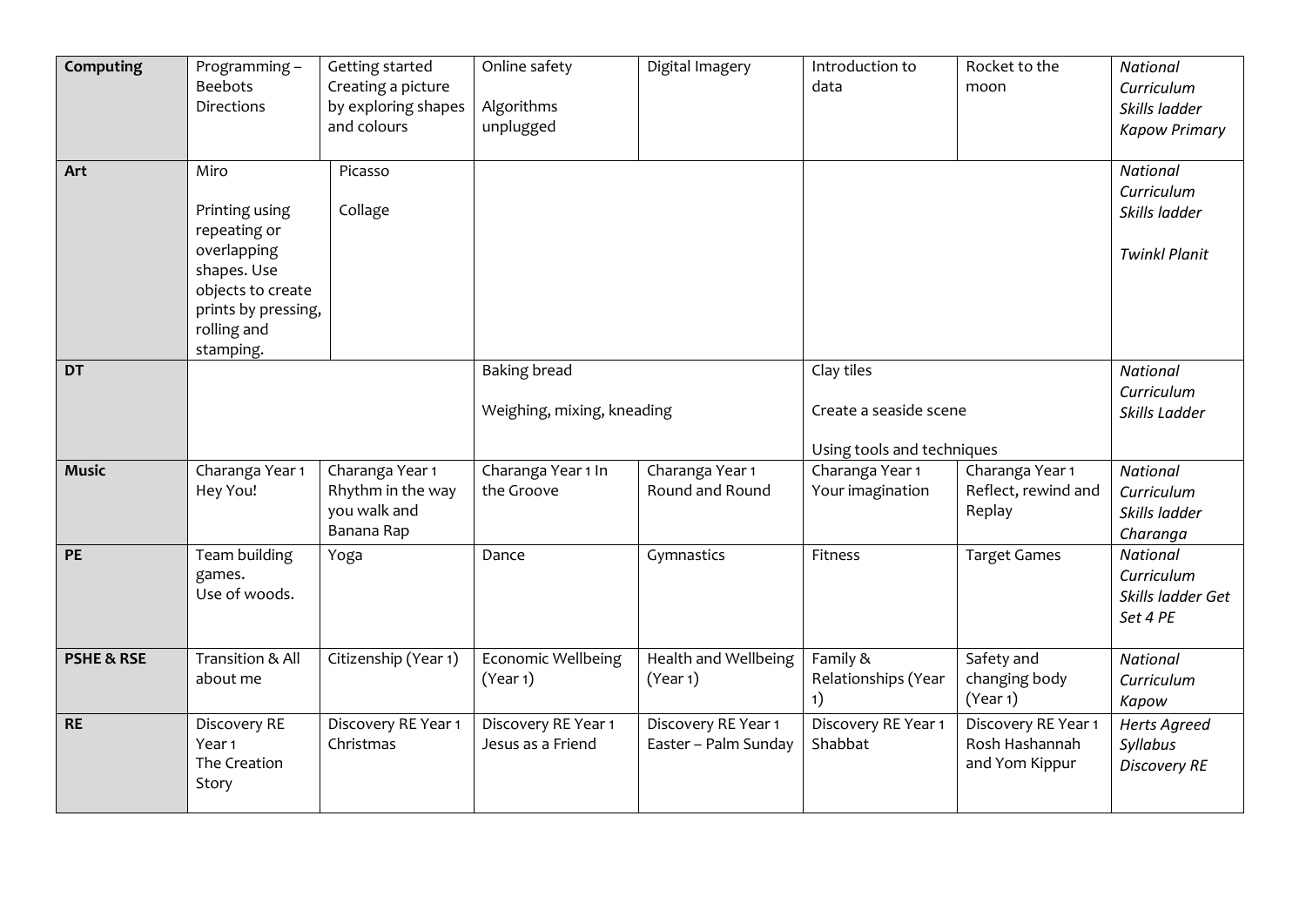| Computing | Programming – Beebots Directions | Getting started Creating a picture by exploring shapes and colours | Online safety<br><br>Algorithms unplugged | Digital Imagery | Introduction to data | Rocket to the moon | *National Curriculum Skills ladder Kapow Primary* |
|---|---|---|---|---|---|---|---|
| **Art** | Miro<br><br>Printing using repeating or overlapping shapes. Use objects to create prints by pressing, rolling and stamping. | Picasso<br><br>Collage | | | | | *National Curriculum Skills ladder*<br><br>*Twinkl Planit* |
| **DT** | | | Baking bread<br><br>Weighing, mixing, kneading | | Clay tiles<br><br>Create a seaside scene<br><br>Using tools and techniques | | *National Curriculum Skills Ladder* |
| **Music** | Charanga Year 1 Hey You! | Charanga Year 1 Rhythm in the way you walk and Banana Rap | Charanga Year 1 In the Groove | Charanga Year 1 Round and Round | Charanga Year 1 Your imagination | Charanga Year 1 Reflect, rewind and Replay | *National Curriculum Skills ladder Charanga* |
| **PE** | Team building games.<br>Use of woods. | Yoga | Dance | Gymnastics | Fitness | Target Games | *National Curriculum Skills ladder Get Set 4 PE* |
| **PSHE & RSE** | Transition & All about me | Citizenship (Year 1) | Economic Wellbeing (Year 1) | Health and Wellbeing (Year 1) | Family & Relationships (Year 1) | Safety and changing body (Year 1) | *National Curriculum Kapow* |
| **RE** | Discovery RE Year 1 The Creation Story | Discovery RE Year 1 Christmas | Discovery RE Year 1 Jesus as a Friend | Discovery RE Year 1 Easter – Palm Sunday | Discovery RE Year 1 Shabbat | Discovery RE Year 1 Rosh Hashannah and Yom Kippur | *Herts Agreed Syllabus Discovery RE* |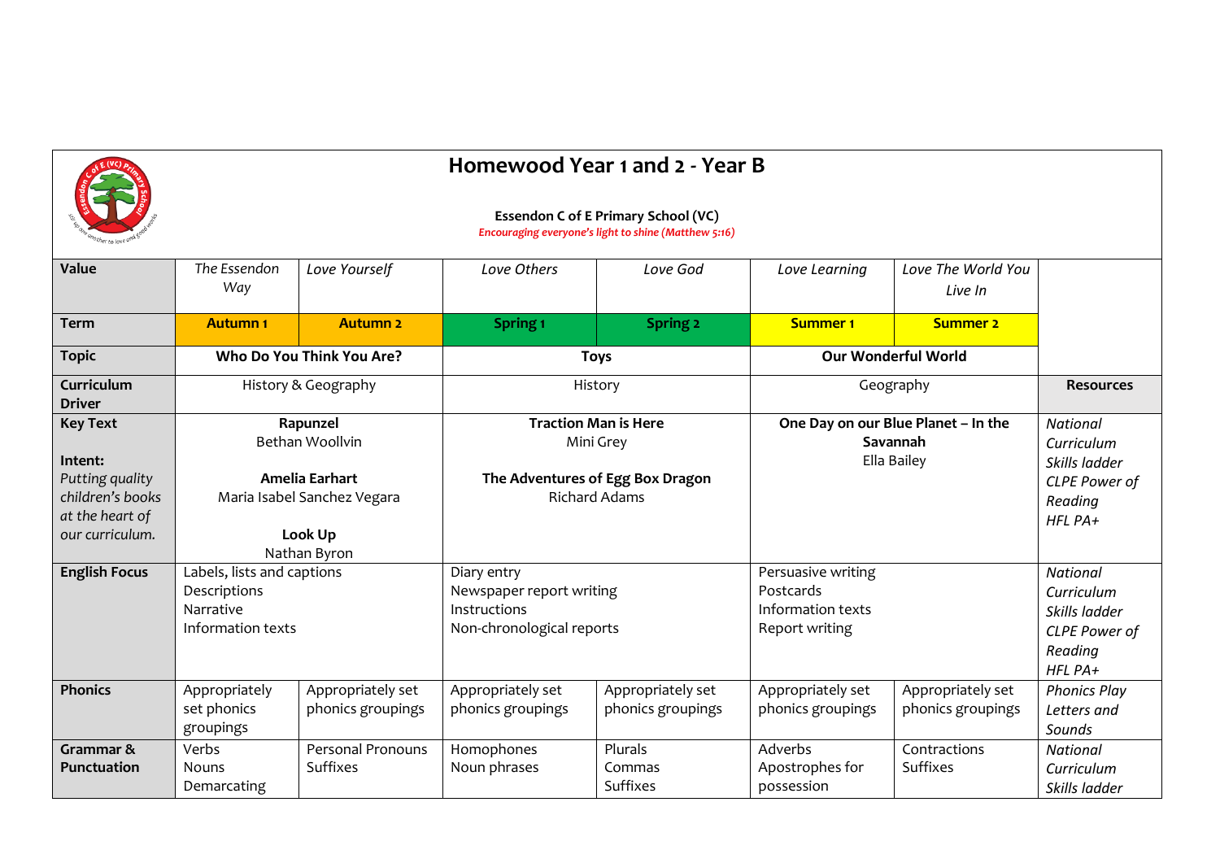# Homewood Year 1 and 2 - Year B

**Essendon C of E Primary School (VC)**

*Encouraging everyone's light to shine (Matthew 5:16)*

| | | | | | | | |
|---|---|---|---|---|---|---|---|
| **Value** | *The Essendon Way* | *Love Yourself* | *Love Others* | *Love God* | *Love Learning* | *Love The World You Live In* | |
| **Term** | **Autumn 1** | **Autumn 2** | **Spring 1** | **Spring 2** | **Summer 1** | **Summer 2** | |
| **Topic** | **Who Do You Think You Are?** | | **Toys** | | **Our Wonderful World** | | |
| **Curriculum Driver** | History & Geography | | History | | Geography | | **Resources** |
| **Key Text**<br><br>**Intent:**<br>*Putting quality children's books at the heart of our curriculum.* | **Rapunzel**<br>Bethan Woollvin<br><br>**Amelia Earhart**<br>Maria Isabel Sanchez Vegara<br><br>**Look Up**<br>Nathan Byron | | **Traction Man is Here**<br>Mini Grey<br><br>**The Adventures of Egg Box Dragon**<br>Richard Adams | | **One Day on our Blue Planet – In the Savannah**<br>Ella Bailey | | *National Curriculum Skills ladder*<br>*CLPE Power of Reading*<br>*HFL PA+* |
| **English Focus** | Labels, lists and captions<br>Descriptions<br>Narrative<br>Information texts | | Diary entry<br>Newspaper report writing<br>Instructions<br>Non-chronological reports | | Persuasive writing<br>Postcards<br>Information texts<br>Report writing | | *National Curriculum Skills ladder*<br>*CLPE Power of Reading*<br>*HFL PA+* |
| **Phonics** | Appropriately set phonics groupings | Appropriately set phonics groupings | Appropriately set phonics groupings | Appropriately set phonics groupings | Appropriately set phonics groupings | Appropriately set phonics groupings | *Phonics Play*<br>*Letters and Sounds* |
| **Grammar & Punctuation** | Verbs<br>Nouns<br>Demarcating | Personal Pronouns<br>Suffixes | Homophones<br>Noun phrases | Plurals<br>Commas<br>Suffixes | Adverbs<br>Apostrophes for possession | Contractions<br>Suffixes | *National Curriculum Skills ladder* |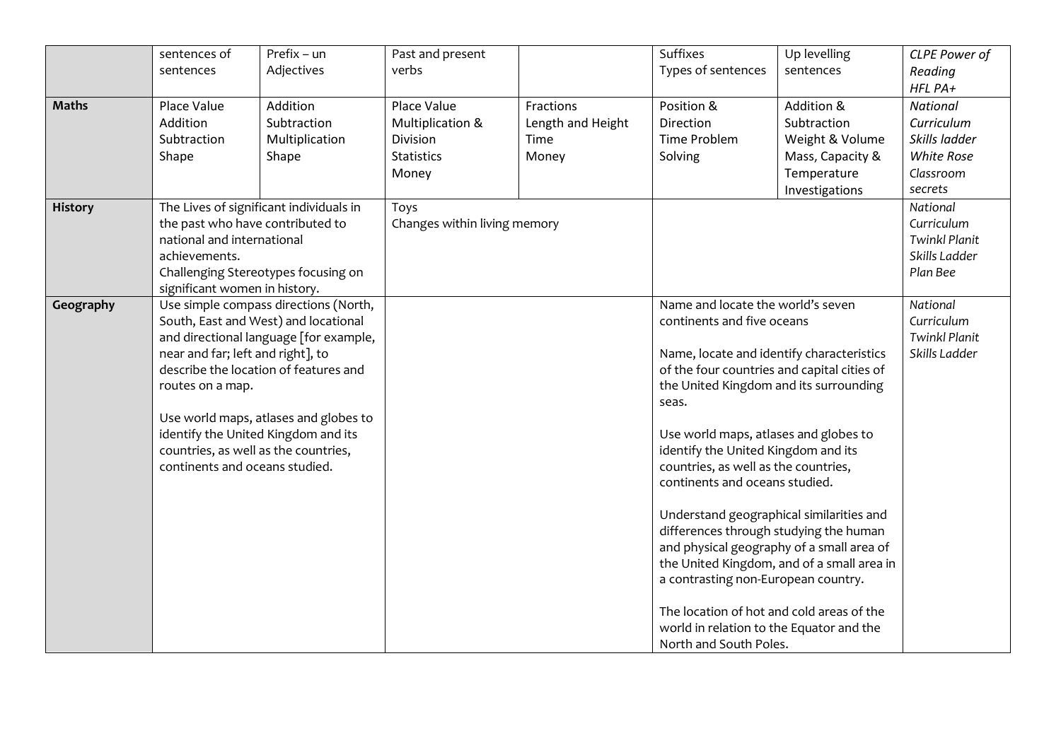|  |  |  |  |  |  |  |  |
|---|---|---|---|---|---|---|---|
|  | sentences of sentences | Prefix – un Adjectives | Past and present verbs |  | Suffixes Types of sentences | Up levelling sentences | *CLPE Power of Reading HFL PA+* |
| **Maths** | Place Value<br>Addition<br>Subtraction<br>Shape | Addition<br>Subtraction<br>Multiplication<br>Shape | Place Value<br>Multiplication & Division<br>Statistics<br>Money | Fractions<br>Length and Height<br>Time<br>Money | Position & Direction<br>Time Problem Solving | Addition & Subtraction<br>Weight & Volume<br>Mass, Capacity & Temperature<br>Investigations | *National Curriculum Skills ladder White Rose Classroom secrets* |
| **History** | The Lives of significant individuals in the past who have contributed to national and international achievements.<br>Challenging Stereotypes focusing on significant women in history. |  | Toys<br>Changes within living memory |  |  |  | *National Curriculum Twinkl Planit Skills Ladder Plan Bee* |
| **Geography** | Use simple compass directions (North, South, East and West) and locational and directional language [for example, near and far; left and right], to describe the location of features and routes on a map.<br><br>Use world maps, atlases and globes to identify the United Kingdom and its countries, as well as the countries, continents and oceans studied. |  |  |  | Name and locate the world's seven continents and five oceans<br><br>Name, locate and identify characteristics of the four countries and capital cities of the United Kingdom and its surrounding seas.<br><br>Use world maps, atlases and globes to identify the United Kingdom and its countries, as well as the countries, continents and oceans studied.<br><br>Understand geographical similarities and differences through studying the human and physical geography of a small area of the United Kingdom, and of a small area in a contrasting non-European country.<br><br>The location of hot and cold areas of the world in relation to the Equator and the North and South Poles. |  | *National Curriculum Twinkl Planit Skills Ladder* |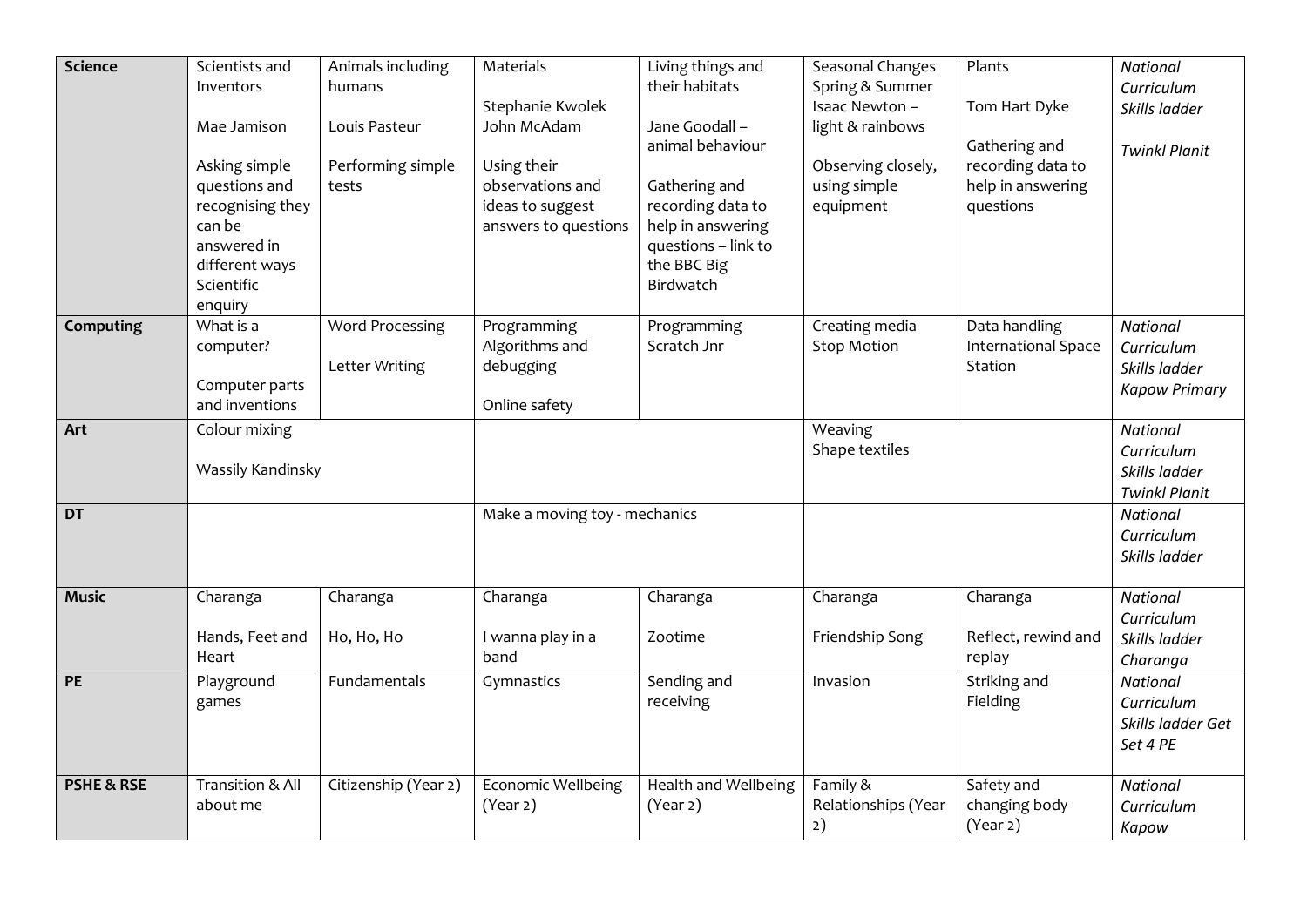| Science | Scientists and Inventors<br><br>Mae Jamison<br><br>Asking simple questions and recognising they can be answered in different ways Scientific enquiry | Animals including humans<br><br>Louis Pasteur<br><br>Performing simple tests | Materials<br><br>Stephanie Kwolek John McAdam<br><br>Using their observations and ideas to suggest answers to questions | Living things and their habitats<br><br>Jane Goodall – animal behaviour<br><br>Gathering and recording data to help in answering questions – link to the BBC Big Birdwatch | Seasonal Changes Spring & Summer Isaac Newton – light & rainbows<br><br>Observing closely, using simple equipment | Plants<br><br>Tom Hart Dyke<br><br>Gathering and recording data to help in answering questions | *National Curriculum Skills ladder*<br><br>*Twinkl Planit* |
|---|---|---|---|---|---|---|---|
| **Computing** | What is a computer?<br><br>Computer parts and inventions | Word Processing<br><br>Letter Writing | Programming Algorithms and debugging<br><br>Online safety | Programming Scratch Jnr | Creating media Stop Motion | Data handling International Space Station | *National Curriculum Skills ladder Kapow Primary* |
| **Art** | Colour mixing<br><br>Wassily Kandinsky | | | | Weaving Shape textiles | | *National Curriculum Skills ladder Twinkl Planit* |
| **DT** | | | Make a moving toy - mechanics | | | | *National Curriculum Skills ladder* |
| **Music** | Charanga<br><br>Hands, Feet and Heart | Charanga<br><br>Ho, Ho, Ho | Charanga<br><br>I wanna play in a band | Charanga<br><br>Zootime | Charanga<br><br>Friendship Song | Charanga<br><br>Reflect, rewind and replay | *National Curriculum Skills ladder Charanga* |
| **PE** | Playground games | Fundamentals | Gymnastics | Sending and receiving | Invasion | Striking and Fielding | *National Curriculum Skills ladder Get Set 4 PE* |
| **PSHE & RSE** | Transition & All about me | Citizenship (Year 2) | Economic Wellbeing (Year 2) | Health and Wellbeing (Year 2) | Family & Relationships (Year 2) | Safety and changing body (Year 2) | *National Curriculum Kapow* |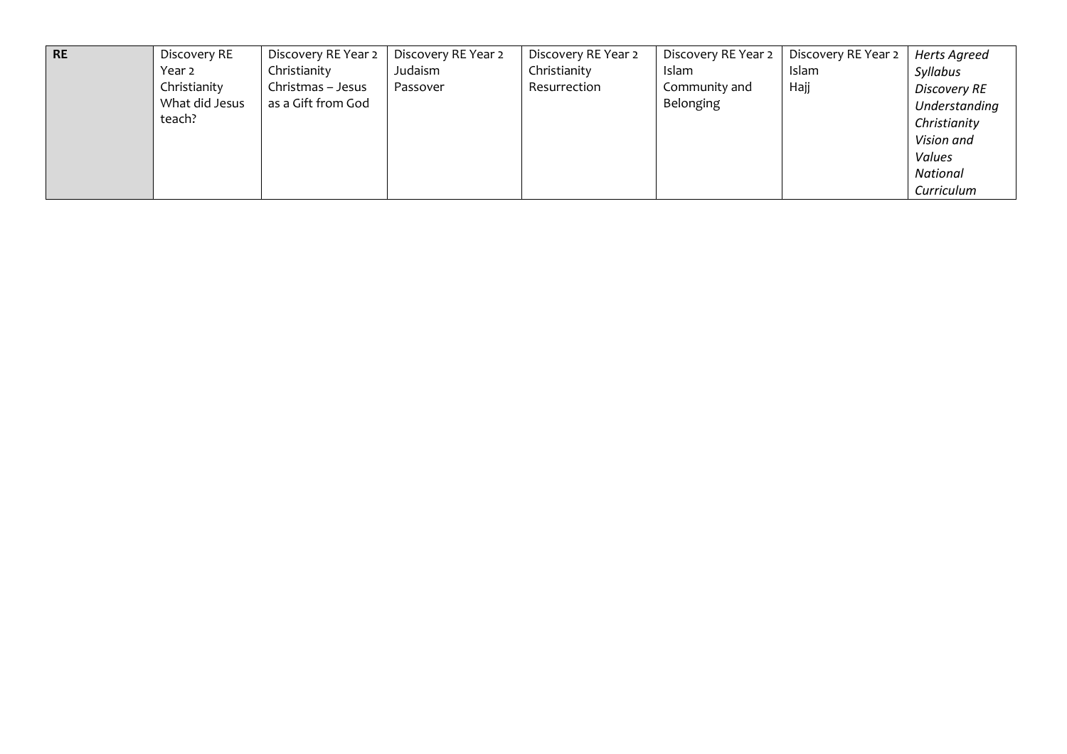| | | | | | | | |
|---|---|---|---|---|---|---|---|
| **RE** | Discovery RE Year 2 Christianity What did Jesus teach? | Discovery RE Year 2 Christianity Christmas – Jesus as a Gift from God | Discovery RE Year 2 Judaism Passover | Discovery RE Year 2 Christianity Resurrection | Discovery RE Year 2 Islam Community and Belonging | Discovery RE Year 2 Islam Hajj | *Herts Agreed Syllabus Discovery RE Understanding Christianity Vision and Values National Curriculum* |